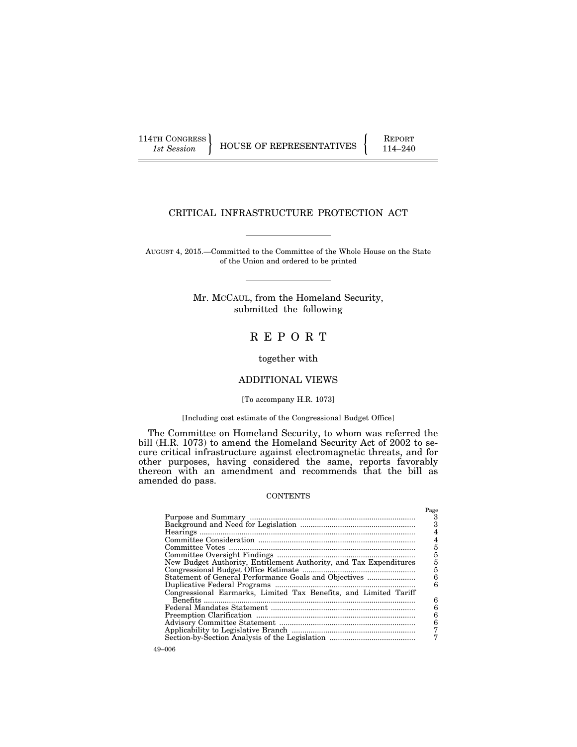114TH CONGRESS
*1st Session*

HOUSE OF REPRESENTATIVES

REPORT
114–240

# CRITICAL INFRASTRUCTURE PROTECTION ACT

AUGUST 4, 2015.—Committed to the Committee of the Whole House on the State of the Union and ordered to be printed

Mr. MCCAUL, from the Homeland Security, submitted the following

# REPORT

together with

## ADDITIONAL VIEWS

[To accompany H.R. 1073]

[Including cost estimate of the Congressional Budget Office]

The Committee on Homeland Security, to whom was referred the bill (H.R. 1073) to amend the Homeland Security Act of 2002 to secure critical infrastructure against electromagnetic threats, and for other purposes, having considered the same, reports favorably thereon with an amendment and recommends that the bill as amended do pass.

CONTENTS

| | Page |
|---|---|
| Purpose and Summary | 3 |
| Background and Need for Legislation | 3 |
| Hearings | 4 |
| Committee Consideration | 4 |
| Committee Votes | 5 |
| Committee Oversight Findings | 5 |
| New Budget Authority, Entitlement Authority, and Tax Expenditures | 5 |
| Congressional Budget Office Estimate | 5 |
| Statement of General Performance Goals and Objectives | 6 |
| Duplicative Federal Programs | 6 |
| Congressional Earmarks, Limited Tax Benefits, and Limited Tariff Benefits | 6 |
| Federal Mandates Statement | 6 |
| Preemption Clarification | 6 |
| Advisory Committee Statement | 6 |
| Applicability to Legislative Branch | 7 |
| Section-by-Section Analysis of the Legislation | 7 |

49–006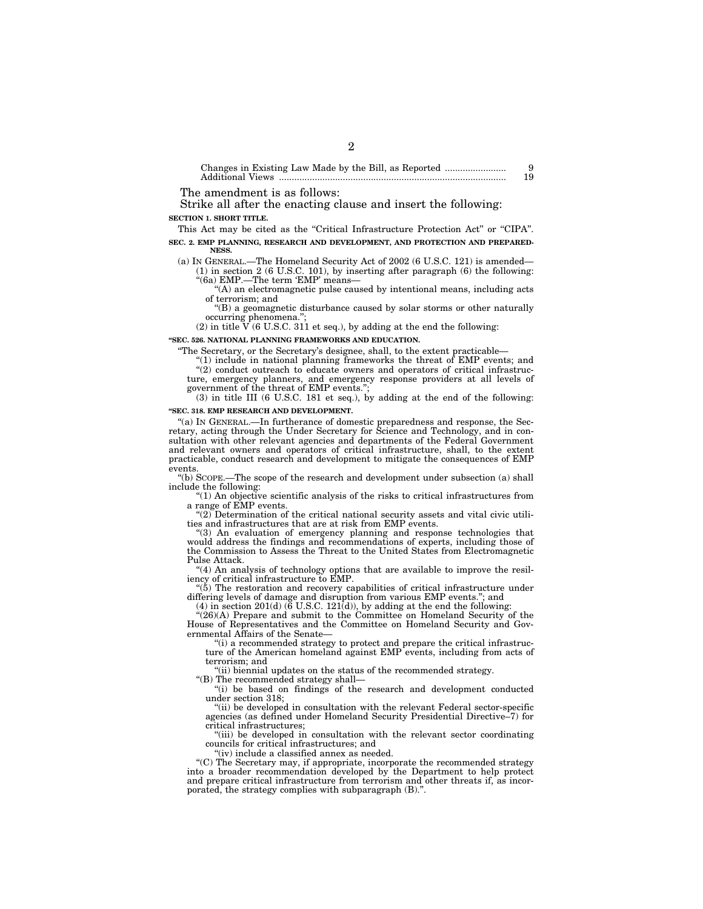| | |
|---|---|
| Changes in Existing Law Made by the Bill, as Reported ........................ | 9 |
| Additional Views ........................................................................................ | 19 |

The amendment is as follows:

Strike all after the enacting clause and insert the following:

**SECTION 1. SHORT TITLE.**

This Act may be cited as the "Critical Infrastructure Protection Act" or "CIPA".

**SEC. 2. EMP PLANNING, RESEARCH AND DEVELOPMENT, AND PROTECTION AND PREPAREDNESS.**

(a) IN GENERAL.—The Homeland Security Act of 2002 (6 U.S.C. 121) is amended—

(1) in section 2 (6 U.S.C. 101), by inserting after paragraph (6) the following:

"(6a) EMP.—The term 'EMP' means—

"(A) an electromagnetic pulse caused by intentional means, including acts of terrorism; and

"(B) a geomagnetic disturbance caused by solar storms or other naturally occurring phenomena.";

(2) in title V (6 U.S.C. 311 et seq.), by adding at the end the following:

**"SEC. 526. NATIONAL PLANNING FRAMEWORKS AND EDUCATION.**

"The Secretary, or the Secretary's designee, shall, to the extent practicable—

"(1) include in national planning frameworks the threat of EMP events; and

"(2) conduct outreach to educate owners and operators of critical infrastructure, emergency planners, and emergency response providers at all levels of government of the threat of EMP events.";

(3) in title III (6 U.S.C. 181 et seq.), by adding at the end of the following:

**"SEC. 318. EMP RESEARCH AND DEVELOPMENT.**

"(a) IN GENERAL.—In furtherance of domestic preparedness and response, the Secretary, acting through the Under Secretary for Science and Technology, and in consultation with other relevant agencies and departments of the Federal Government and relevant owners and operators of critical infrastructure, shall, to the extent practicable, conduct research and development to mitigate the consequences of EMP events.

"(b) SCOPE.—The scope of the research and development under subsection (a) shall include the following:

"(1) An objective scientific analysis of the risks to critical infrastructures from a range of EMP events.

"(2) Determination of the critical national security assets and vital civic utilities and infrastructures that are at risk from EMP events.

"(3) An evaluation of emergency planning and response technologies that would address the findings and recommendations of experts, including those of the Commission to Assess the Threat to the United States from Electromagnetic Pulse Attack.

"(4) An analysis of technology options that are available to improve the resiliency of critical infrastructure to EMP.

"(5) The restoration and recovery capabilities of critical infrastructure under differing levels of damage and disruption from various EMP events."; and

(4) in section 201(d) (6 U.S.C. 121(d)), by adding at the end the following:

"(26)(A) Prepare and submit to the Committee on Homeland Security of the House of Representatives and the Committee on Homeland Security and Governmental Affairs of the Senate—

"(i) a recommended strategy to protect and prepare the critical infrastructure of the American homeland against EMP events, including from acts of terrorism; and

"(ii) biennial updates on the status of the recommended strategy.

"(B) The recommended strategy shall—

"(i) be based on findings of the research and development conducted under section 318;

"(ii) be developed in consultation with the relevant Federal sector-specific agencies (as defined under Homeland Security Presidential Directive–7) for critical infrastructures;

"(iii) be developed in consultation with the relevant sector coordinating councils for critical infrastructures; and

"(iv) include a classified annex as needed.

"(C) The Secretary may, if appropriate, incorporate the recommended strategy into a broader recommendation developed by the Department to help protect and prepare critical infrastructure from terrorism and other threats if, as incorporated, the strategy complies with subparagraph (B).".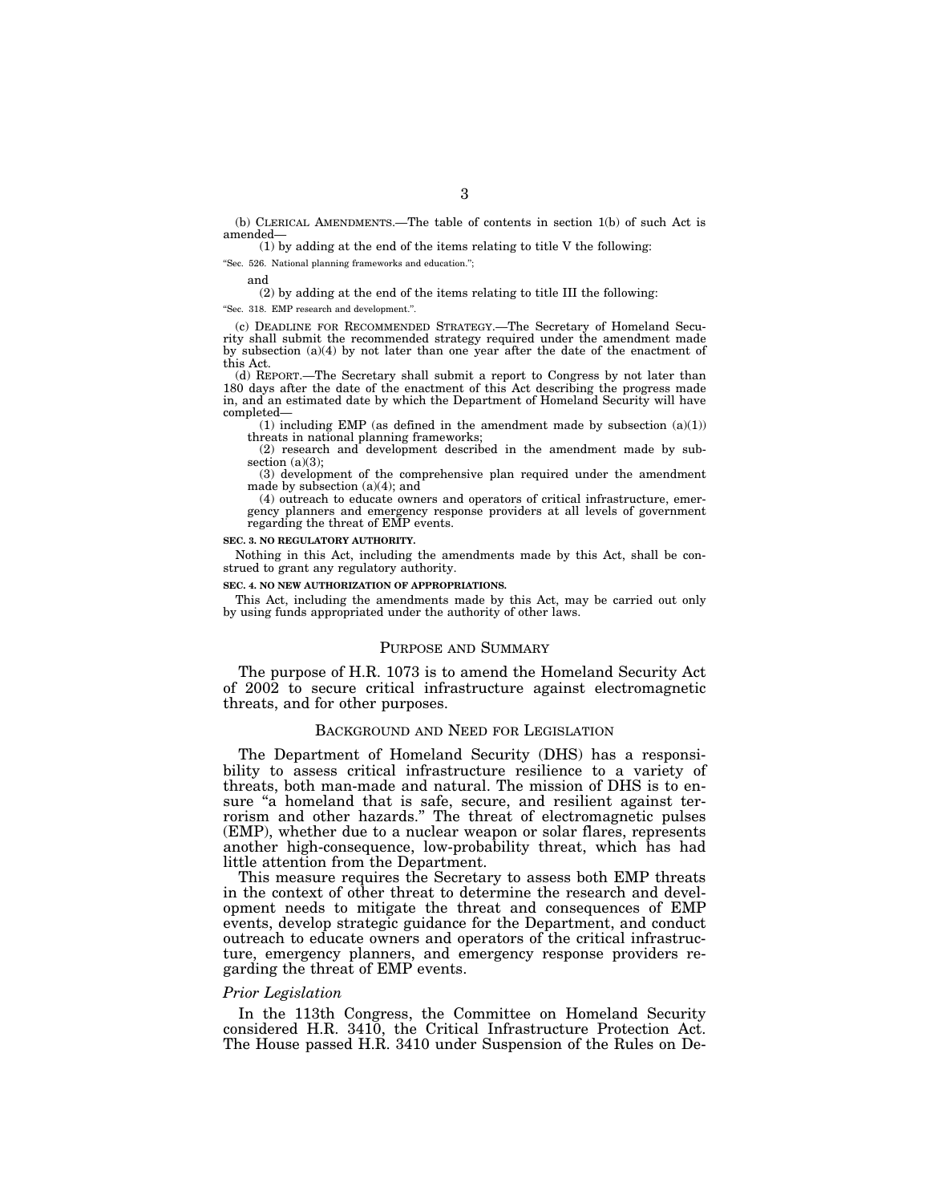(b) CLERICAL AMENDMENTS.—The table of contents in section 1(b) of such Act is amended—

(1) by adding at the end of the items relating to title V the following:

"Sec. 526. National planning frameworks and education.";

and

(2) by adding at the end of the items relating to title III the following:

"Sec. 318. EMP research and development.".

(c) DEADLINE FOR RECOMMENDED STRATEGY.—The Secretary of Homeland Security shall submit the recommended strategy required under the amendment made by subsection (a)(4) by not later than one year after the date of the enactment of this Act.

(d) REPORT.—The Secretary shall submit a report to Congress by not later than 180 days after the date of the enactment of this Act describing the progress made in, and an estimated date by which the Department of Homeland Security will have completed—

(1) including EMP (as defined in the amendment made by subsection (a)(1)) threats in national planning frameworks;

(2) research and development described in the amendment made by subsection (a)(3);

(3) development of the comprehensive plan required under the amendment made by subsection (a)(4); and

(4) outreach to educate owners and operators of critical infrastructure, emergency planners and emergency response providers at all levels of government regarding the threat of EMP events.

**SEC. 3. NO REGULATORY AUTHORITY.**

Nothing in this Act, including the amendments made by this Act, shall be construed to grant any regulatory authority.

**SEC. 4. NO NEW AUTHORIZATION OF APPROPRIATIONS.**

This Act, including the amendments made by this Act, may be carried out only by using funds appropriated under the authority of other laws.

## PURPOSE AND SUMMARY

The purpose of H.R. 1073 is to amend the Homeland Security Act of 2002 to secure critical infrastructure against electromagnetic threats, and for other purposes.

## BACKGROUND AND NEED FOR LEGISLATION

The Department of Homeland Security (DHS) has a responsibility to assess critical infrastructure resilience to a variety of threats, both man-made and natural. The mission of DHS is to ensure "a homeland that is safe, secure, and resilient against terrorism and other hazards." The threat of electromagnetic pulses (EMP), whether due to a nuclear weapon or solar flares, represents another high-consequence, low-probability threat, which has had little attention from the Department.

This measure requires the Secretary to assess both EMP threats in the context of other threat to determine the research and development needs to mitigate the threat and consequences of EMP events, develop strategic guidance for the Department, and conduct outreach to educate owners and operators of the critical infrastructure, emergency planners, and emergency response providers regarding the threat of EMP events.

### *Prior Legislation*

In the 113th Congress, the Committee on Homeland Security considered H.R. 3410, the Critical Infrastructure Protection Act. The House passed H.R. 3410 under Suspension of the Rules on De-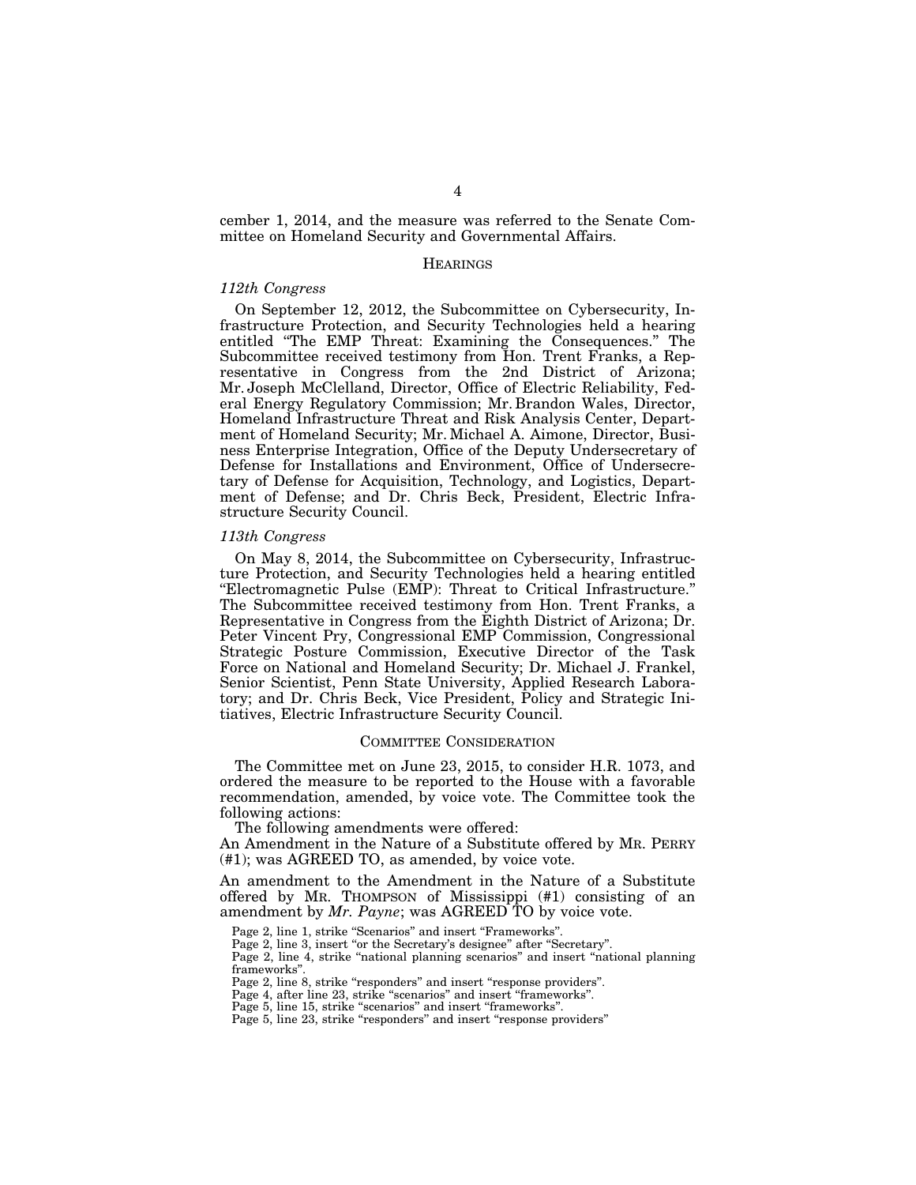cember 1, 2014, and the measure was referred to the Senate Committee on Homeland Security and Governmental Affairs.

## HEARINGS

### *112th Congress*

On September 12, 2012, the Subcommittee on Cybersecurity, Infrastructure Protection, and Security Technologies held a hearing entitled "The EMP Threat: Examining the Consequences." The Subcommittee received testimony from Hon. Trent Franks, a Representative in Congress from the 2nd District of Arizona; Mr. Joseph McClelland, Director, Office of Electric Reliability, Federal Energy Regulatory Commission; Mr. Brandon Wales, Director, Homeland Infrastructure Threat and Risk Analysis Center, Department of Homeland Security; Mr. Michael A. Aimone, Director, Business Enterprise Integration, Office of the Deputy Undersecretary of Defense for Installations and Environment, Office of Undersecretary of Defense for Acquisition, Technology, and Logistics, Department of Defense; and Dr. Chris Beck, President, Electric Infrastructure Security Council.

### *113th Congress*

On May 8, 2014, the Subcommittee on Cybersecurity, Infrastructure Protection, and Security Technologies held a hearing entitled "Electromagnetic Pulse (EMP): Threat to Critical Infrastructure." The Subcommittee received testimony from Hon. Trent Franks, a Representative in Congress from the Eighth District of Arizona; Dr. Peter Vincent Pry, Congressional EMP Commission, Congressional Strategic Posture Commission, Executive Director of the Task Force on National and Homeland Security; Dr. Michael J. Frankel, Senior Scientist, Penn State University, Applied Research Laboratory; and Dr. Chris Beck, Vice President, Policy and Strategic Initiatives, Electric Infrastructure Security Council.

## COMMITTEE CONSIDERATION

The Committee met on June 23, 2015, to consider H.R. 1073, and ordered the measure to be reported to the House with a favorable recommendation, amended, by voice vote. The Committee took the following actions:

The following amendments were offered:

An Amendment in the Nature of a Substitute offered by MR. PERRY (#1); was AGREED TO, as amended, by voice vote.

An amendment to the Amendment in the Nature of a Substitute offered by MR. THOMPSON of Mississippi (#1) consisting of an amendment by *Mr. Payne*; was AGREED TO by voice vote.

Page 2, line 1, strike "Scenarios" and insert "Frameworks".
Page 2, line 3, insert "or the Secretary's designee" after "Secretary".
Page 2, line 4, strike "national planning scenarios" and insert "national planning frameworks".
Page 2, line 8, strike "responders" and insert "response providers".
Page 4, after line 23, strike "scenarios" and insert "frameworks".
Page 5, line 15, strike "scenarios" and insert "frameworks".
Page 5, line 23, strike "responders" and insert "response providers"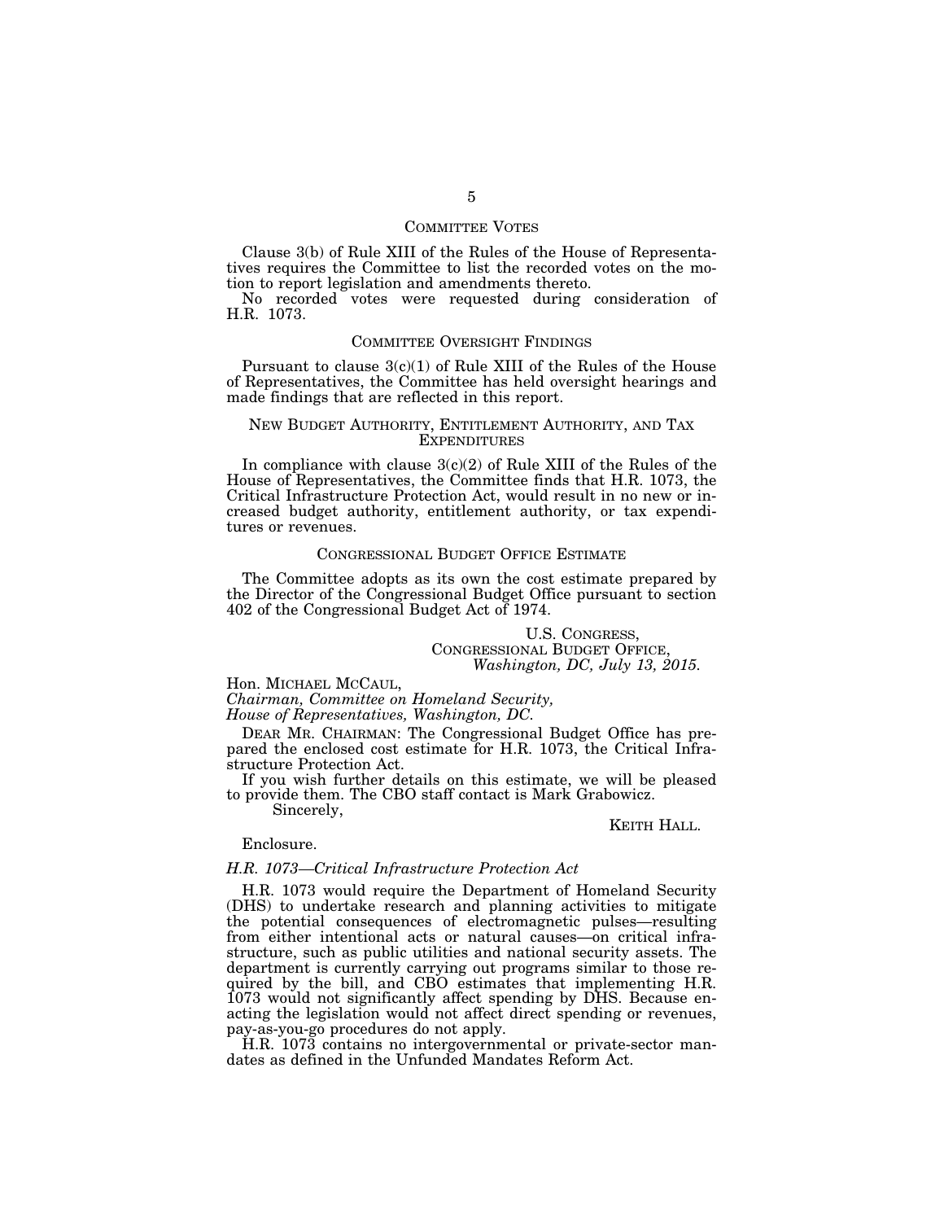## COMMITTEE VOTES

Clause 3(b) of Rule XIII of the Rules of the House of Representatives requires the Committee to list the recorded votes on the motion to report legislation and amendments thereto.

No recorded votes were requested during consideration of H.R. 1073.

## COMMITTEE OVERSIGHT FINDINGS

Pursuant to clause 3(c)(1) of Rule XIII of the Rules of the House of Representatives, the Committee has held oversight hearings and made findings that are reflected in this report.

## NEW BUDGET AUTHORITY, ENTITLEMENT AUTHORITY, AND TAX EXPENDITURES

In compliance with clause 3(c)(2) of Rule XIII of the Rules of the House of Representatives, the Committee finds that H.R. 1073, the Critical Infrastructure Protection Act, would result in no new or increased budget authority, entitlement authority, or tax expenditures or revenues.

## CONGRESSIONAL BUDGET OFFICE ESTIMATE

The Committee adopts as its own the cost estimate prepared by the Director of the Congressional Budget Office pursuant to section 402 of the Congressional Budget Act of 1974.

U.S. CONGRESS,
CONGRESSIONAL BUDGET OFFICE,
*Washington, DC, July 13, 2015.*

Hon. MICHAEL MCCAUL,
*Chairman, Committee on Homeland Security,*
*House of Representatives, Washington, DC.*

DEAR MR. CHAIRMAN: The Congressional Budget Office has prepared the enclosed cost estimate for H.R. 1073, the Critical Infrastructure Protection Act.

If you wish further details on this estimate, we will be pleased to provide them. The CBO staff contact is Mark Grabowicz.

Sincerely,

KEITH HALL.

Enclosure.

*H.R. 1073—Critical Infrastructure Protection Act*

H.R. 1073 would require the Department of Homeland Security (DHS) to undertake research and planning activities to mitigate the potential consequences of electromagnetic pulses—resulting from either intentional acts or natural causes—on critical infrastructure, such as public utilities and national security assets. The department is currently carrying out programs similar to those required by the bill, and CBO estimates that implementing H.R. 1073 would not significantly affect spending by DHS. Because enacting the legislation would not affect direct spending or revenues, pay-as-you-go procedures do not apply.

H.R. 1073 contains no intergovernmental or private-sector mandates as defined in the Unfunded Mandates Reform Act.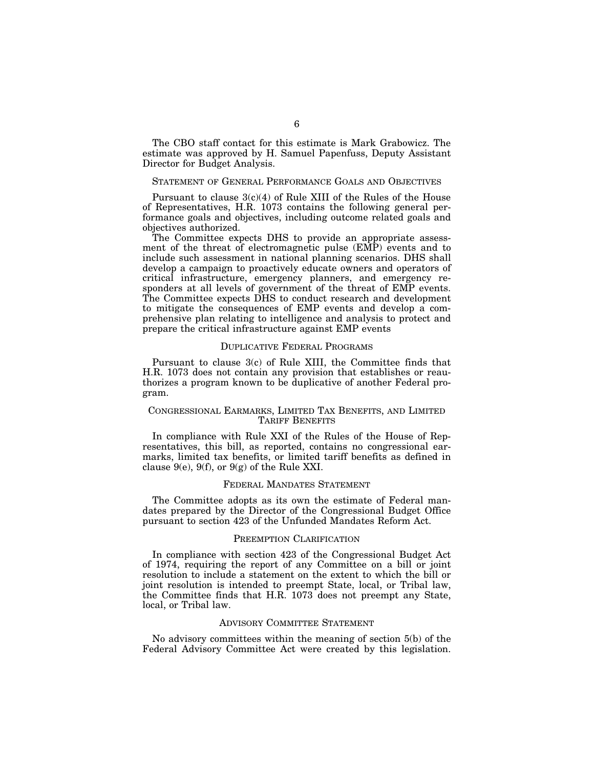The CBO staff contact for this estimate is Mark Grabowicz. The estimate was approved by H. Samuel Papenfuss, Deputy Assistant Director for Budget Analysis.

## STATEMENT OF GENERAL PERFORMANCE GOALS AND OBJECTIVES

Pursuant to clause 3(c)(4) of Rule XIII of the Rules of the House of Representatives, H.R. 1073 contains the following general performance goals and objectives, including outcome related goals and objectives authorized.

The Committee expects DHS to provide an appropriate assessment of the threat of electromagnetic pulse (EMP) events and to include such assessment in national planning scenarios. DHS shall develop a campaign to proactively educate owners and operators of critical infrastructure, emergency planners, and emergency responders at all levels of government of the threat of EMP events. The Committee expects DHS to conduct research and development to mitigate the consequences of EMP events and develop a comprehensive plan relating to intelligence and analysis to protect and prepare the critical infrastructure against EMP events

## DUPLICATIVE FEDERAL PROGRAMS

Pursuant to clause 3(c) of Rule XIII, the Committee finds that H.R. 1073 does not contain any provision that establishes or reauthorizes a program known to be duplicative of another Federal program.

## CONGRESSIONAL EARMARKS, LIMITED TAX BENEFITS, AND LIMITED TARIFF BENEFITS

In compliance with Rule XXI of the Rules of the House of Representatives, this bill, as reported, contains no congressional earmarks, limited tax benefits, or limited tariff benefits as defined in clause 9(e), 9(f), or 9(g) of the Rule XXI.

## FEDERAL MANDATES STATEMENT

The Committee adopts as its own the estimate of Federal mandates prepared by the Director of the Congressional Budget Office pursuant to section 423 of the Unfunded Mandates Reform Act.

## PREEMPTION CLARIFICATION

In compliance with section 423 of the Congressional Budget Act of 1974, requiring the report of any Committee on a bill or joint resolution to include a statement on the extent to which the bill or joint resolution is intended to preempt State, local, or Tribal law, the Committee finds that H.R. 1073 does not preempt any State, local, or Tribal law.

## ADVISORY COMMITTEE STATEMENT

No advisory committees within the meaning of section 5(b) of the Federal Advisory Committee Act were created by this legislation.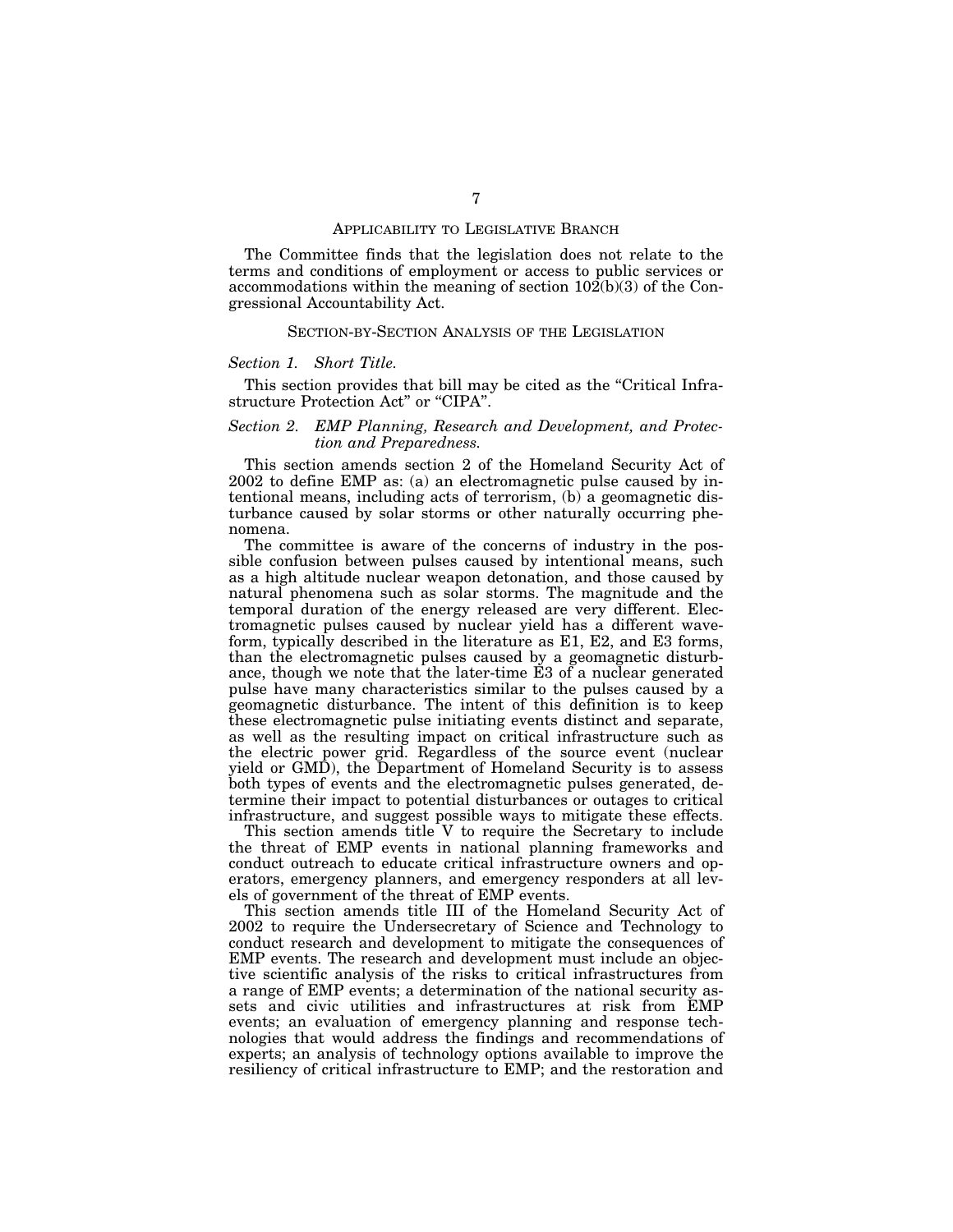## APPLICABILITY TO LEGISLATIVE BRANCH

The Committee finds that the legislation does not relate to the terms and conditions of employment or access to public services or accommodations within the meaning of section 102(b)(3) of the Congressional Accountability Act.

## SECTION-BY-SECTION ANALYSIS OF THE LEGISLATION

### *Section 1. Short Title.*

This section provides that bill may be cited as the "Critical Infrastructure Protection Act" or "CIPA".

### *Section 2. EMP Planning, Research and Development, and Protection and Preparedness.*

This section amends section 2 of the Homeland Security Act of 2002 to define EMP as: (a) an electromagnetic pulse caused by intentional means, including acts of terrorism, (b) a geomagnetic disturbance caused by solar storms or other naturally occurring phenomena.

The committee is aware of the concerns of industry in the possible confusion between pulses caused by intentional means, such as a high altitude nuclear weapon detonation, and those caused by natural phenomena such as solar storms. The magnitude and the temporal duration of the energy released are very different. Electromagnetic pulses caused by nuclear yield has a different waveform, typically described in the literature as E1, E2, and E3 forms, than the electromagnetic pulses caused by a geomagnetic disturbance, though we note that the later-time E3 of a nuclear generated pulse have many characteristics similar to the pulses caused by a geomagnetic disturbance. The intent of this definition is to keep these electromagnetic pulse initiating events distinct and separate, as well as the resulting impact on critical infrastructure such as the electric power grid. Regardless of the source event (nuclear yield or GMD), the Department of Homeland Security is to assess both types of events and the electromagnetic pulses generated, determine their impact to potential disturbances or outages to critical infrastructure, and suggest possible ways to mitigate these effects.

This section amends title V to require the Secretary to include the threat of EMP events in national planning frameworks and conduct outreach to educate critical infrastructure owners and operators, emergency planners, and emergency responders at all levels of government of the threat of EMP events.

This section amends title III of the Homeland Security Act of 2002 to require the Undersecretary of Science and Technology to conduct research and development to mitigate the consequences of EMP events. The research and development must include an objective scientific analysis of the risks to critical infrastructures from a range of EMP events; a determination of the national security assets and civic utilities and infrastructures at risk from EMP events; an evaluation of emergency planning and response technologies that would address the findings and recommendations of experts; an analysis of technology options available to improve the resiliency of critical infrastructure to EMP; and the restoration and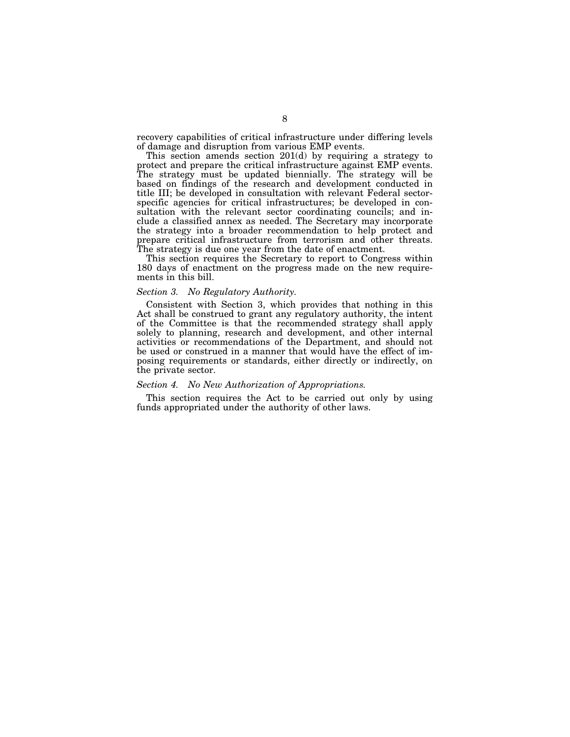recovery capabilities of critical infrastructure under differing levels of damage and disruption from various EMP events.

This section amends section 201(d) by requiring a strategy to protect and prepare the critical infrastructure against EMP events. The strategy must be updated biennially. The strategy will be based on findings of the research and development conducted in title III; be developed in consultation with relevant Federal sector-specific agencies for critical infrastructures; be developed in consultation with the relevant sector coordinating councils; and include a classified annex as needed. The Secretary may incorporate the strategy into a broader recommendation to help protect and prepare critical infrastructure from terrorism and other threats. The strategy is due one year from the date of enactment.

This section requires the Secretary to report to Congress within 180 days of enactment on the progress made on the new requirements in this bill.

*Section 3. No Regulatory Authority.*

Consistent with Section 3, which provides that nothing in this Act shall be construed to grant any regulatory authority, the intent of the Committee is that the recommended strategy shall apply solely to planning, research and development, and other internal activities or recommendations of the Department, and should not be used or construed in a manner that would have the effect of imposing requirements or standards, either directly or indirectly, on the private sector.

*Section 4. No New Authorization of Appropriations.*

This section requires the Act to be carried out only by using funds appropriated under the authority of other laws.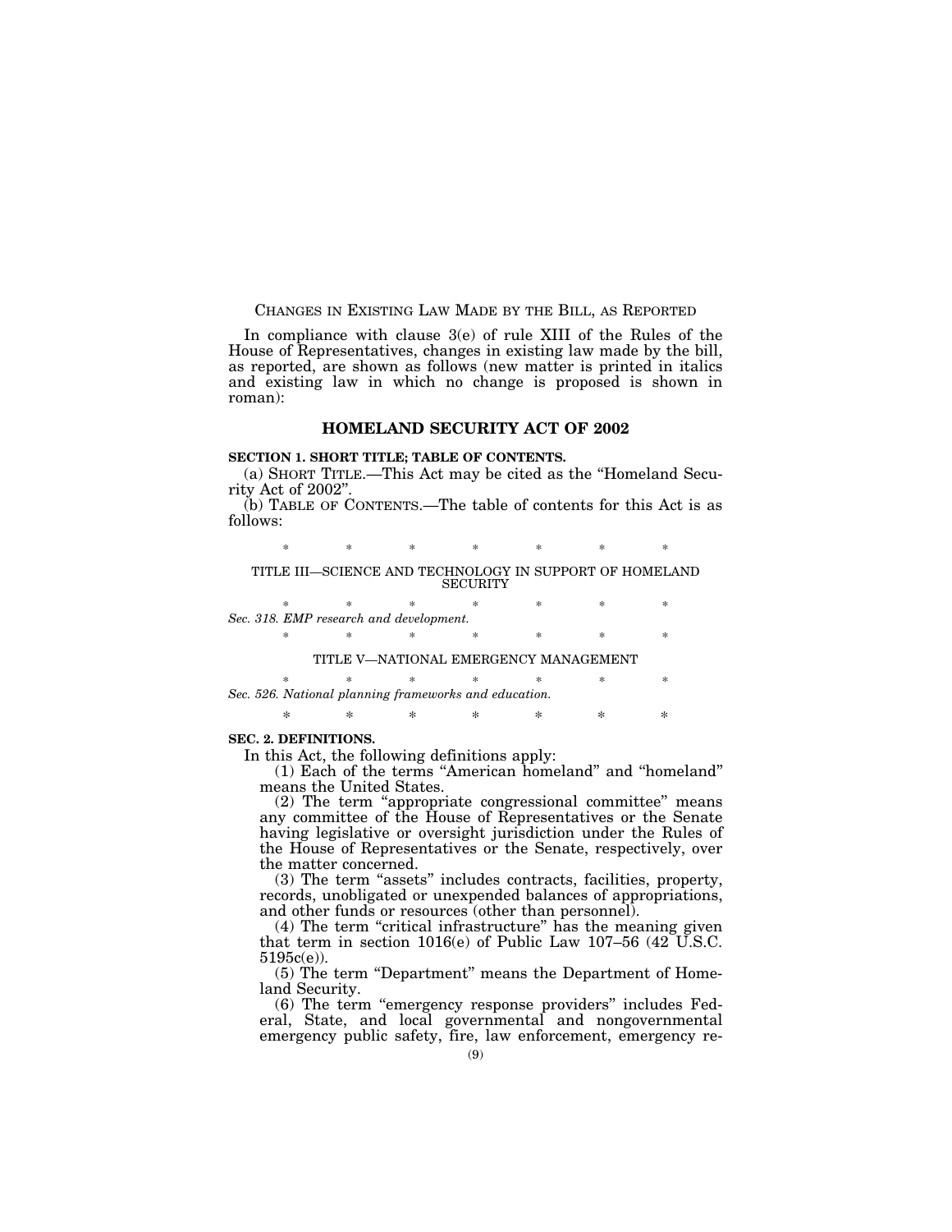CHANGES IN EXISTING LAW MADE BY THE BILL, AS REPORTED

In compliance with clause 3(e) of rule XIII of the Rules of the House of Representatives, changes in existing law made by the bill, as reported, are shown as follows (new matter is printed in italics and existing law in which no change is proposed is shown in roman):

## HOMELAND SECURITY ACT OF 2002

**SECTION 1. SHORT TITLE; TABLE OF CONTENTS.**

(a) SHORT TITLE.—This Act may be cited as the "Homeland Security Act of 2002".

(b) TABLE OF CONTENTS.—The table of contents for this Act is as follows:

\* \* \* \* \* \* \*

TITLE III—SCIENCE AND TECHNOLOGY IN SUPPORT OF HOMELAND SECURITY

\* \* \* \* \* \* \*

*Sec. 318. EMP research and development.*

\* \* \* \* \* \* \*

TITLE V—NATIONAL EMERGENCY MANAGEMENT

\* \* \* \* \* \* \*

*Sec. 526. National planning frameworks and education.*

\* \* \* \* \* \* \*

**SEC. 2. DEFINITIONS.**

In this Act, the following definitions apply:

(1) Each of the terms "American homeland" and "homeland" means the United States.

(2) The term "appropriate congressional committee" means any committee of the House of Representatives or the Senate having legislative or oversight jurisdiction under the Rules of the House of Representatives or the Senate, respectively, over the matter concerned.

(3) The term "assets" includes contracts, facilities, property, records, unobligated or unexpended balances of appropriations, and other funds or resources (other than personnel).

(4) The term "critical infrastructure" has the meaning given that term in section 1016(e) of Public Law 107–56 (42 U.S.C. 5195c(e)).

(5) The term "Department" means the Department of Homeland Security.

(6) The term "emergency response providers" includes Federal, State, and local governmental and nongovernmental emergency public safety, fire, law enforcement, emergency re-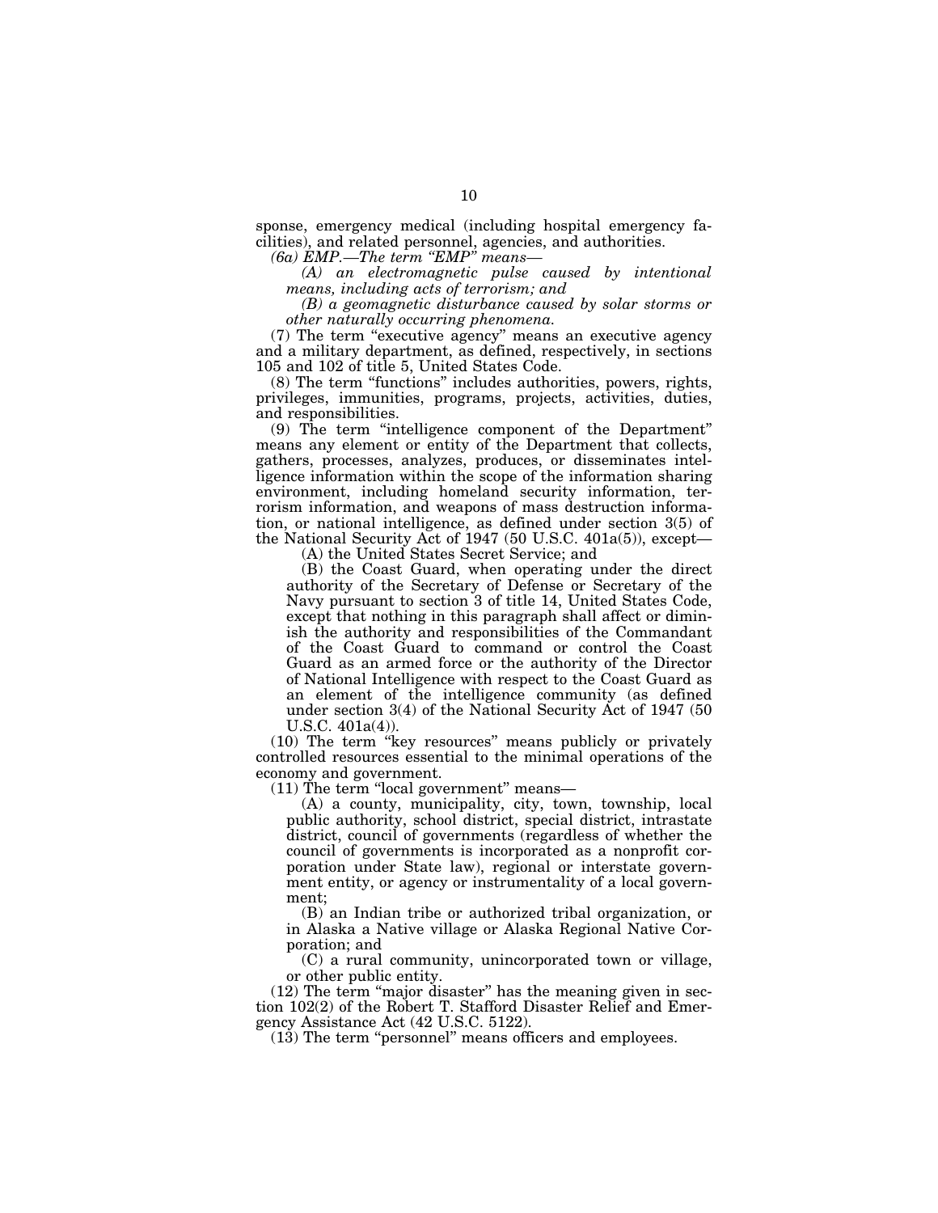sponse, emergency medical (including hospital emergency facilities), and related personnel, agencies, and authorities.

*(6a) EMP.—The term "EMP" means—*

*(A) an electromagnetic pulse caused by intentional means, including acts of terrorism; and*

*(B) a geomagnetic disturbance caused by solar storms or other naturally occurring phenomena.*

(7) The term "executive agency" means an executive agency and a military department, as defined, respectively, in sections 105 and 102 of title 5, United States Code.

(8) The term "functions" includes authorities, powers, rights, privileges, immunities, programs, projects, activities, duties, and responsibilities.

(9) The term "intelligence component of the Department" means any element or entity of the Department that collects, gathers, processes, analyzes, produces, or disseminates intelligence information within the scope of the information sharing environment, including homeland security information, terrorism information, and weapons of mass destruction information, or national intelligence, as defined under section 3(5) of the National Security Act of 1947 (50 U.S.C. 401a(5)), except—

(A) the United States Secret Service; and

(B) the Coast Guard, when operating under the direct authority of the Secretary of Defense or Secretary of the Navy pursuant to section 3 of title 14, United States Code, except that nothing in this paragraph shall affect or diminish the authority and responsibilities of the Commandant of the Coast Guard to command or control the Coast Guard as an armed force or the authority of the Director of National Intelligence with respect to the Coast Guard as an element of the intelligence community (as defined under section 3(4) of the National Security Act of 1947 (50 U.S.C. 401a(4)).

(10) The term "key resources" means publicly or privately controlled resources essential to the minimal operations of the economy and government.

(11) The term "local government" means—

(A) a county, municipality, city, town, township, local public authority, school district, special district, intrastate district, council of governments (regardless of whether the council of governments is incorporated as a nonprofit corporation under State law), regional or interstate government entity, or agency or instrumentality of a local government;

(B) an Indian tribe or authorized tribal organization, or in Alaska a Native village or Alaska Regional Native Corporation; and

(C) a rural community, unincorporated town or village, or other public entity.

(12) The term "major disaster" has the meaning given in section 102(2) of the Robert T. Stafford Disaster Relief and Emergency Assistance Act (42 U.S.C. 5122).

(13) The term "personnel" means officers and employees.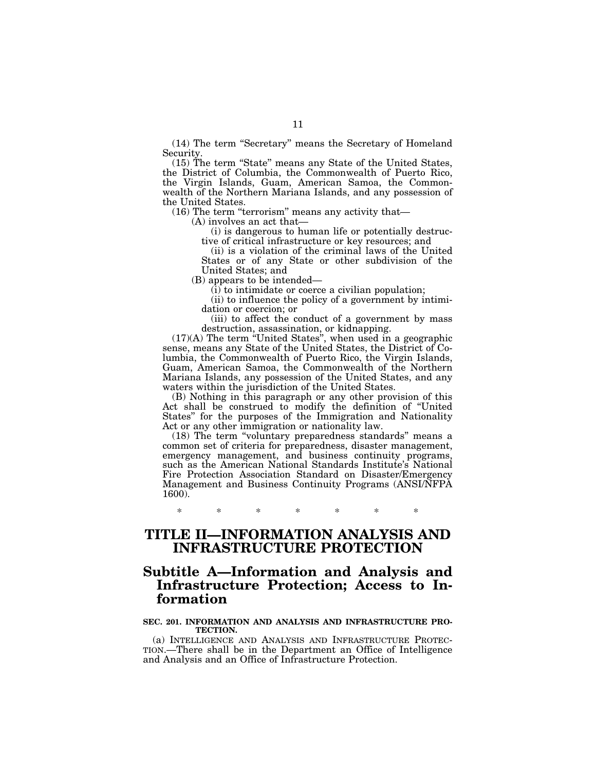(14) The term “Secretary” means the Secretary of Homeland Security.

(15) The term “State” means any State of the United States, the District of Columbia, the Commonwealth of Puerto Rico, the Virgin Islands, Guam, American Samoa, the Commonwealth of the Northern Mariana Islands, and any possession of the United States.

(16) The term “terrorism” means any activity that—

(A) involves an act that—

(i) is dangerous to human life or potentially destructive of critical infrastructure or key resources; and

(ii) is a violation of the criminal laws of the United States or of any State or other subdivision of the United States; and

(B) appears to be intended—

(i) to intimidate or coerce a civilian population;

(ii) to influence the policy of a government by intimidation or coercion; or

(iii) to affect the conduct of a government by mass destruction, assassination, or kidnapping.

(17)(A) The term “United States”, when used in a geographic sense, means any State of the United States, the District of Columbia, the Commonwealth of Puerto Rico, the Virgin Islands, Guam, American Samoa, the Commonwealth of the Northern Mariana Islands, any possession of the United States, and any waters within the jurisdiction of the United States.

(B) Nothing in this paragraph or any other provision of this Act shall be construed to modify the definition of “United States” for the purposes of the Immigration and Nationality Act or any other immigration or nationality law.

(18) The term “voluntary preparedness standards” means a common set of criteria for preparedness, disaster management, emergency management, and business continuity programs, such as the American National Standards Institute’s National Fire Protection Association Standard on Disaster/Emergency Management and Business Continuity Programs (ANSI/NFPA 1600).

\* \* \* \* \* \* \*

# TITLE II—INFORMATION ANALYSIS AND INFRASTRUCTURE PROTECTION

## Subtitle A—Information and Analysis and Infrastructure Protection; Access to Information

**SEC. 201. INFORMATION AND ANALYSIS AND INFRASTRUCTURE PROTECTION.**

(a) INTELLIGENCE AND ANALYSIS AND INFRASTRUCTURE PROTECTION.—There shall be in the Department an Office of Intelligence and Analysis and an Office of Infrastructure Protection.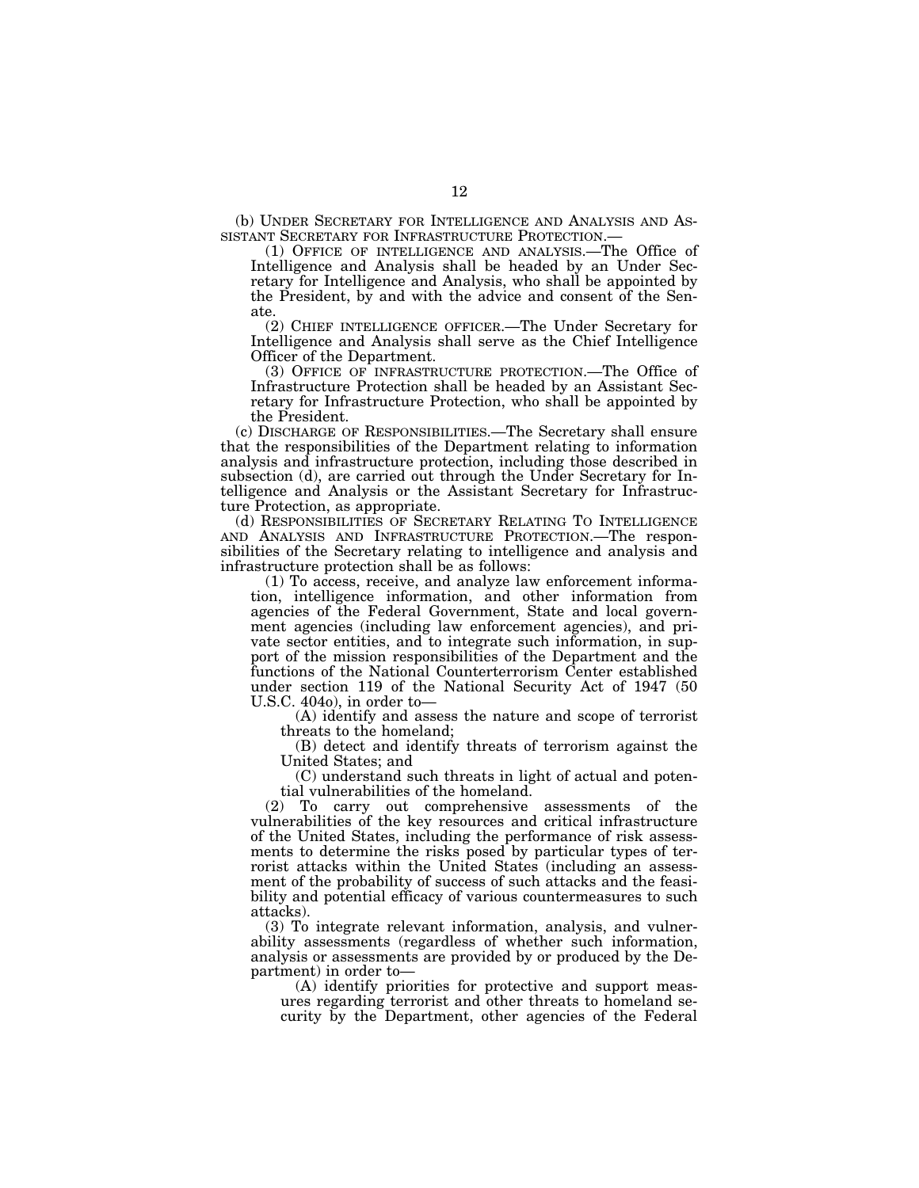(b) UNDER SECRETARY FOR INTELLIGENCE AND ANALYSIS AND ASSISTANT SECRETARY FOR INFRASTRUCTURE PROTECTION.—

(1) OFFICE OF INTELLIGENCE AND ANALYSIS.—The Office of Intelligence and Analysis shall be headed by an Under Secretary for Intelligence and Analysis, who shall be appointed by the President, by and with the advice and consent of the Senate.

(2) CHIEF INTELLIGENCE OFFICER.—The Under Secretary for Intelligence and Analysis shall serve as the Chief Intelligence Officer of the Department.

(3) OFFICE OF INFRASTRUCTURE PROTECTION.—The Office of Infrastructure Protection shall be headed by an Assistant Secretary for Infrastructure Protection, who shall be appointed by the President.

(c) DISCHARGE OF RESPONSIBILITIES.—The Secretary shall ensure that the responsibilities of the Department relating to information analysis and infrastructure protection, including those described in subsection (d), are carried out through the Under Secretary for Intelligence and Analysis or the Assistant Secretary for Infrastructure Protection, as appropriate.

(d) RESPONSIBILITIES OF SECRETARY RELATING TO INTELLIGENCE AND ANALYSIS AND INFRASTRUCTURE PROTECTION.—The responsibilities of the Secretary relating to intelligence and analysis and infrastructure protection shall be as follows:

(1) To access, receive, and analyze law enforcement information, intelligence information, and other information from agencies of the Federal Government, State and local government agencies (including law enforcement agencies), and private sector entities, and to integrate such information, in support of the mission responsibilities of the Department and the functions of the National Counterterrorism Center established under section 119 of the National Security Act of 1947 (50 U.S.C. 404o), in order to—

(A) identify and assess the nature and scope of terrorist threats to the homeland;

(B) detect and identify threats of terrorism against the United States; and

(C) understand such threats in light of actual and potential vulnerabilities of the homeland.

(2) To carry out comprehensive assessments of the vulnerabilities of the key resources and critical infrastructure of the United States, including the performance of risk assessments to determine the risks posed by particular types of terrorist attacks within the United States (including an assessment of the probability of success of such attacks and the feasibility and potential efficacy of various countermeasures to such attacks).

(3) To integrate relevant information, analysis, and vulnerability assessments (regardless of whether such information, analysis or assessments are provided by or produced by the Department) in order to—

(A) identify priorities for protective and support measures regarding terrorist and other threats to homeland security by the Department, other agencies of the Federal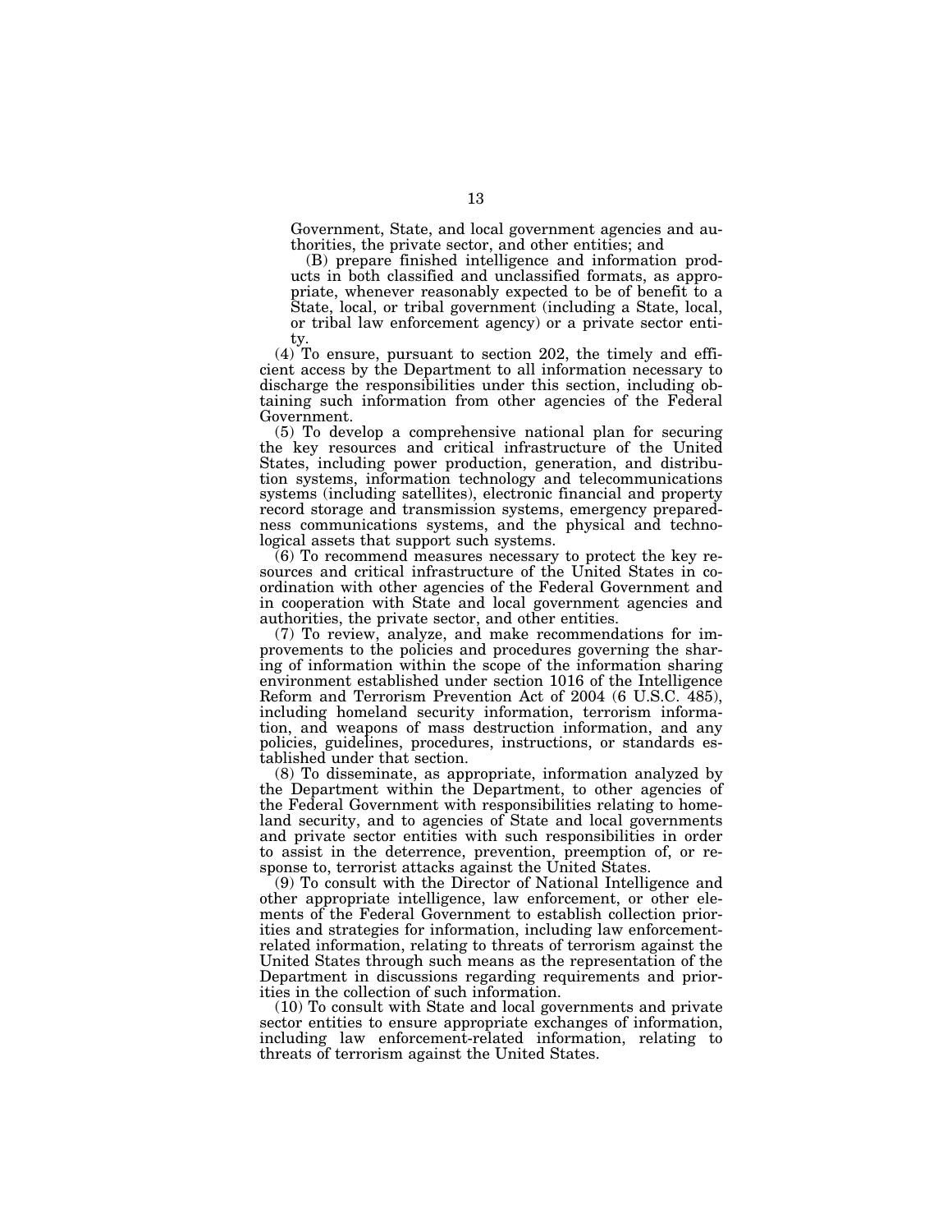Government, State, and local government agencies and authorities, the private sector, and other entities; and

(B) prepare finished intelligence and information products in both classified and unclassified formats, as appropriate, whenever reasonably expected to be of benefit to a State, local, or tribal government (including a State, local, or tribal law enforcement agency) or a private sector entity.

(4) To ensure, pursuant to section 202, the timely and efficient access by the Department to all information necessary to discharge the responsibilities under this section, including obtaining such information from other agencies of the Federal Government.

(5) To develop a comprehensive national plan for securing the key resources and critical infrastructure of the United States, including power production, generation, and distribution systems, information technology and telecommunications systems (including satellites), electronic financial and property record storage and transmission systems, emergency preparedness communications systems, and the physical and technological assets that support such systems.

(6) To recommend measures necessary to protect the key resources and critical infrastructure of the United States in coordination with other agencies of the Federal Government and in cooperation with State and local government agencies and authorities, the private sector, and other entities.

(7) To review, analyze, and make recommendations for improvements to the policies and procedures governing the sharing of information within the scope of the information sharing environment established under section 1016 of the Intelligence Reform and Terrorism Prevention Act of 2004 (6 U.S.C. 485), including homeland security information, terrorism information, and weapons of mass destruction information, and any policies, guidelines, procedures, instructions, or standards established under that section.

(8) To disseminate, as appropriate, information analyzed by the Department within the Department, to other agencies of the Federal Government with responsibilities relating to homeland security, and to agencies of State and local governments and private sector entities with such responsibilities in order to assist in the deterrence, prevention, preemption of, or response to, terrorist attacks against the United States.

(9) To consult with the Director of National Intelligence and other appropriate intelligence, law enforcement, or other elements of the Federal Government to establish collection priorities and strategies for information, including law enforcement-related information, relating to threats of terrorism against the United States through such means as the representation of the Department in discussions regarding requirements and priorities in the collection of such information.

(10) To consult with State and local governments and private sector entities to ensure appropriate exchanges of information, including law enforcement-related information, relating to threats of terrorism against the United States.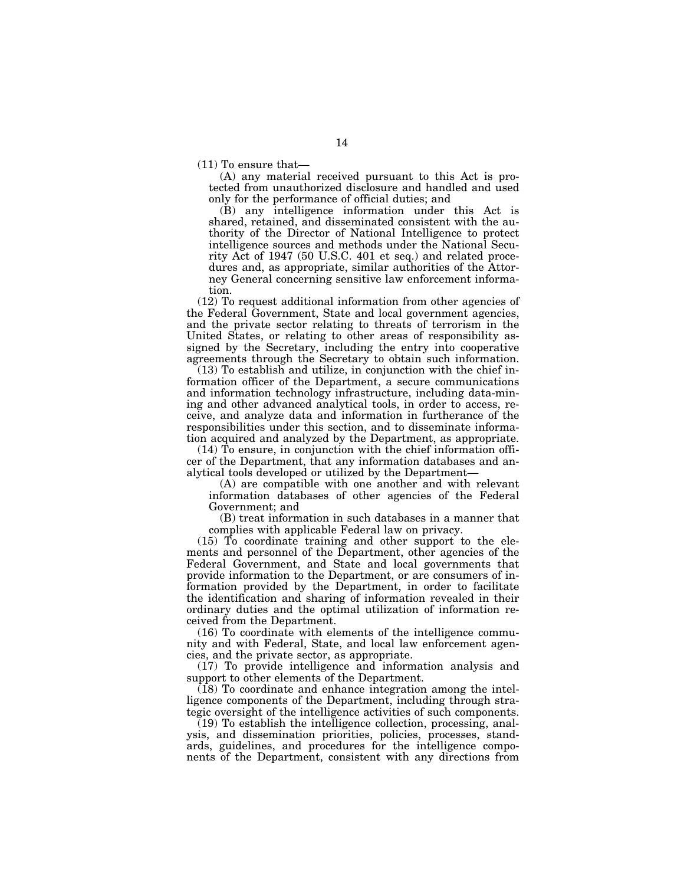(11) To ensure that—

(A) any material received pursuant to this Act is protected from unauthorized disclosure and handled and used only for the performance of official duties; and

(B) any intelligence information under this Act is shared, retained, and disseminated consistent with the authority of the Director of National Intelligence to protect intelligence sources and methods under the National Security Act of 1947 (50 U.S.C. 401 et seq.) and related procedures and, as appropriate, similar authorities of the Attorney General concerning sensitive law enforcement information.

(12) To request additional information from other agencies of the Federal Government, State and local government agencies, and the private sector relating to threats of terrorism in the United States, or relating to other areas of responsibility assigned by the Secretary, including the entry into cooperative agreements through the Secretary to obtain such information.

(13) To establish and utilize, in conjunction with the chief information officer of the Department, a secure communications and information technology infrastructure, including data-mining and other advanced analytical tools, in order to access, receive, and analyze data and information in furtherance of the responsibilities under this section, and to disseminate information acquired and analyzed by the Department, as appropriate.

(14) To ensure, in conjunction with the chief information officer of the Department, that any information databases and analytical tools developed or utilized by the Department—

(A) are compatible with one another and with relevant information databases of other agencies of the Federal Government; and

(B) treat information in such databases in a manner that complies with applicable Federal law on privacy.

(15) To coordinate training and other support to the elements and personnel of the Department, other agencies of the Federal Government, and State and local governments that provide information to the Department, or are consumers of information provided by the Department, in order to facilitate the identification and sharing of information revealed in their ordinary duties and the optimal utilization of information received from the Department.

(16) To coordinate with elements of the intelligence community and with Federal, State, and local law enforcement agencies, and the private sector, as appropriate.

(17) To provide intelligence and information analysis and support to other elements of the Department.

(18) To coordinate and enhance integration among the intelligence components of the Department, including through strategic oversight of the intelligence activities of such components.

(19) To establish the intelligence collection, processing, analysis, and dissemination priorities, policies, processes, standards, guidelines, and procedures for the intelligence components of the Department, consistent with any directions from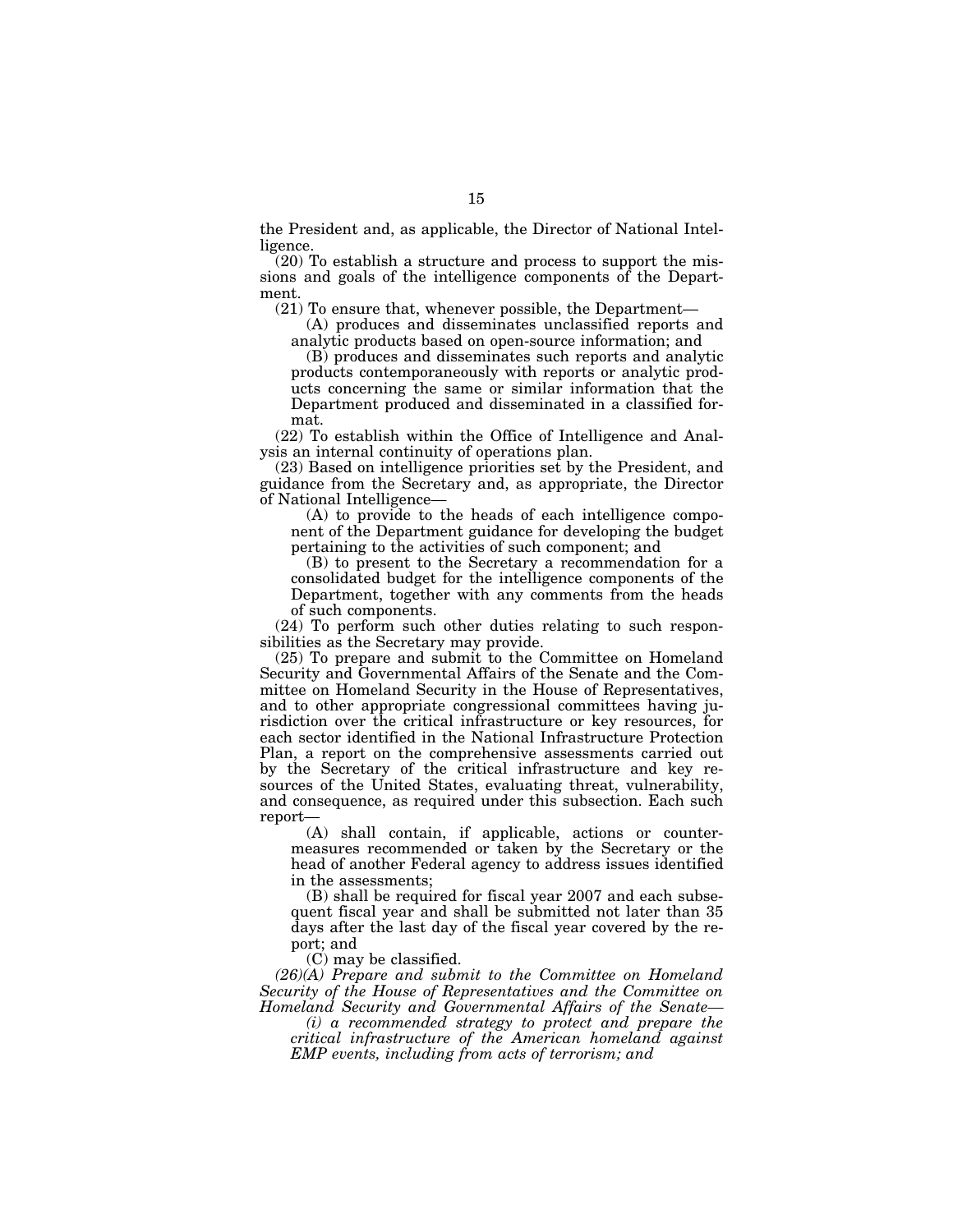the President and, as applicable, the Director of National Intelligence.

(20) To establish a structure and process to support the missions and goals of the intelligence components of the Department.

(21) To ensure that, whenever possible, the Department—

(A) produces and disseminates unclassified reports and analytic products based on open-source information; and

(B) produces and disseminates such reports and analytic products contemporaneously with reports or analytic products concerning the same or similar information that the Department produced and disseminated in a classified format.

(22) To establish within the Office of Intelligence and Analysis an internal continuity of operations plan.

(23) Based on intelligence priorities set by the President, and guidance from the Secretary and, as appropriate, the Director of National Intelligence—

(A) to provide to the heads of each intelligence component of the Department guidance for developing the budget pertaining to the activities of such component; and

(B) to present to the Secretary a recommendation for a consolidated budget for the intelligence components of the Department, together with any comments from the heads of such components.

(24) To perform such other duties relating to such responsibilities as the Secretary may provide.

(25) To prepare and submit to the Committee on Homeland Security and Governmental Affairs of the Senate and the Committee on Homeland Security in the House of Representatives, and to other appropriate congressional committees having jurisdiction over the critical infrastructure or key resources, for each sector identified in the National Infrastructure Protection Plan, a report on the comprehensive assessments carried out by the Secretary of the critical infrastructure and key resources of the United States, evaluating threat, vulnerability, and consequence, as required under this subsection. Each such report—

(A) shall contain, if applicable, actions or countermeasures recommended or taken by the Secretary or the head of another Federal agency to address issues identified in the assessments;

(B) shall be required for fiscal year 2007 and each subsequent fiscal year and shall be submitted not later than 35 days after the last day of the fiscal year covered by the report; and

(C) may be classified.

*(26)(A) Prepare and submit to the Committee on Homeland Security of the House of Representatives and the Committee on Homeland Security and Governmental Affairs of the Senate—*

*(i) a recommended strategy to protect and prepare the critical infrastructure of the American homeland against EMP events, including from acts of terrorism; and*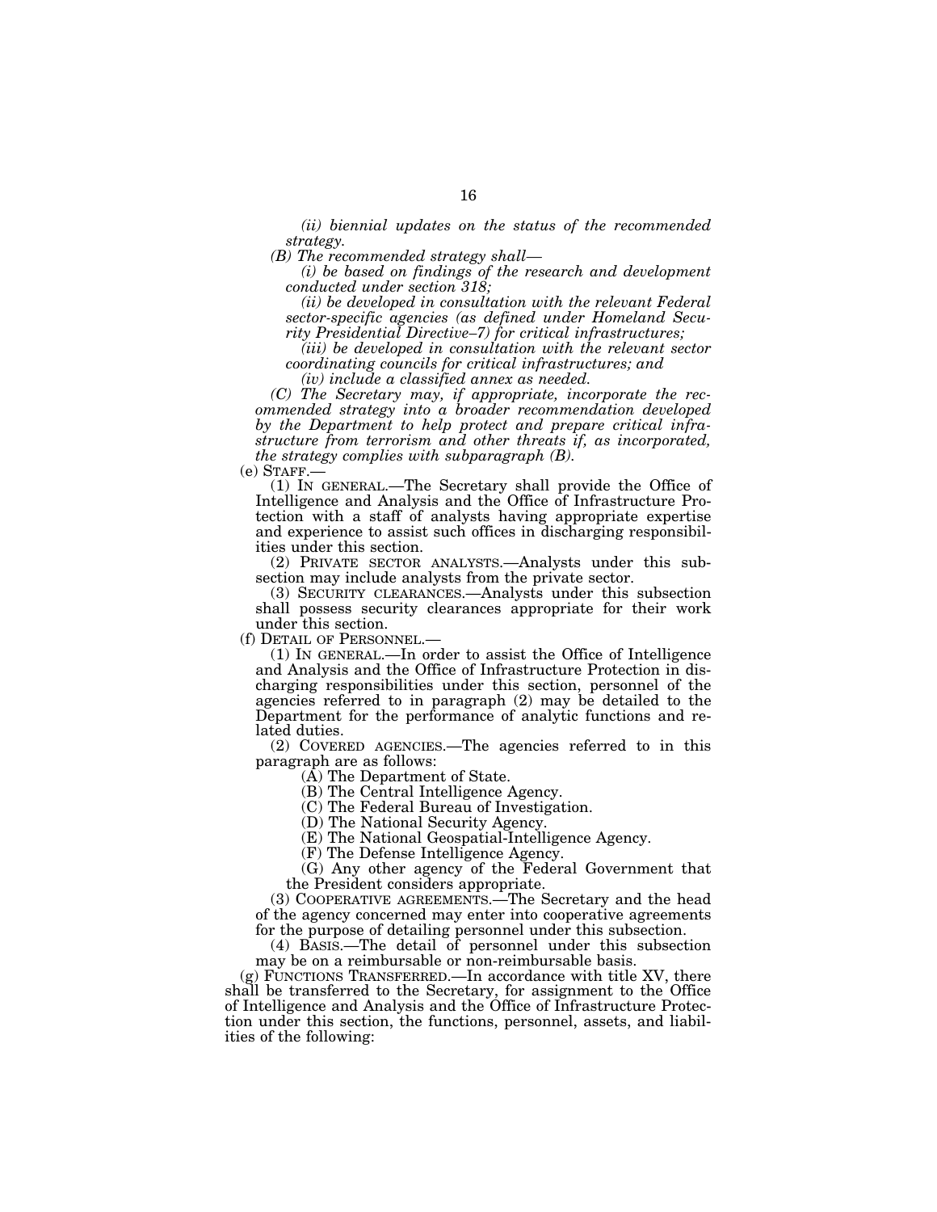*(ii) biennial updates on the status of the recommended strategy.*

*(B) The recommended strategy shall—*

*(i) be based on findings of the research and development conducted under section 318;*

*(ii) be developed in consultation with the relevant Federal sector-specific agencies (as defined under Homeland Security Presidential Directive–7) for critical infrastructures;*

*(iii) be developed in consultation with the relevant sector coordinating councils for critical infrastructures; and*

*(iv) include a classified annex as needed.*

*(C) The Secretary may, if appropriate, incorporate the recommended strategy into a broader recommendation developed by the Department to help protect and prepare critical infrastructure from terrorism and other threats if, as incorporated, the strategy complies with subparagraph (B).*

(e) STAFF.—

(1) IN GENERAL.—The Secretary shall provide the Office of Intelligence and Analysis and the Office of Infrastructure Protection with a staff of analysts having appropriate expertise and experience to assist such offices in discharging responsibilities under this section.

(2) PRIVATE SECTOR ANALYSTS.—Analysts under this subsection may include analysts from the private sector.

(3) SECURITY CLEARANCES.—Analysts under this subsection shall possess security clearances appropriate for their work under this section.

(f) DETAIL OF PERSONNEL.—

(1) IN GENERAL.—In order to assist the Office of Intelligence and Analysis and the Office of Infrastructure Protection in discharging responsibilities under this section, personnel of the agencies referred to in paragraph (2) may be detailed to the Department for the performance of analytic functions and related duties.

(2) COVERED AGENCIES.—The agencies referred to in this paragraph are as follows:

(A) The Department of State.

(B) The Central Intelligence Agency.

(C) The Federal Bureau of Investigation.

(D) The National Security Agency.

(E) The National Geospatial-Intelligence Agency.

(F) The Defense Intelligence Agency.

(G) Any other agency of the Federal Government that the President considers appropriate.

(3) COOPERATIVE AGREEMENTS.—The Secretary and the head of the agency concerned may enter into cooperative agreements for the purpose of detailing personnel under this subsection.

(4) BASIS.—The detail of personnel under this subsection may be on a reimbursable or non-reimbursable basis.

(g) FUNCTIONS TRANSFERRED.—In accordance with title XV, there shall be transferred to the Secretary, for assignment to the Office of Intelligence and Analysis and the Office of Infrastructure Protection under this section, the functions, personnel, assets, and liabilities of the following: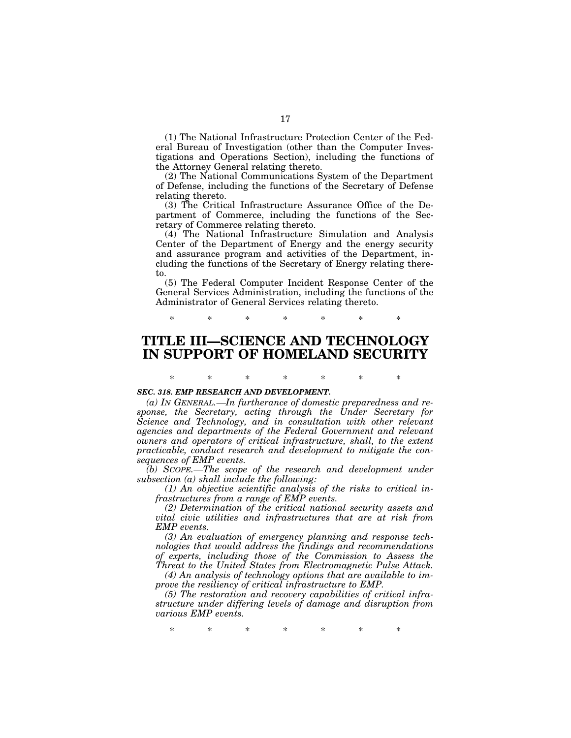(1) The National Infrastructure Protection Center of the Federal Bureau of Investigation (other than the Computer Investigations and Operations Section), including the functions of the Attorney General relating thereto.

(2) The National Communications System of the Department of Defense, including the functions of the Secretary of Defense relating thereto.

(3) The Critical Infrastructure Assurance Office of the Department of Commerce, including the functions of the Secretary of Commerce relating thereto.

(4) The National Infrastructure Simulation and Analysis Center of the Department of Energy and the energy security and assurance program and activities of the Department, including the functions of the Secretary of Energy relating thereto.

(5) The Federal Computer Incident Response Center of the General Services Administration, including the functions of the Administrator of General Services relating thereto.

\* \* \* \* \* \* \*

# TITLE III—SCIENCE AND TECHNOLOGY IN SUPPORT OF HOMELAND SECURITY

\* \* \* \* \* \* \*

***SEC. 318. EMP RESEARCH AND DEVELOPMENT.***

*(a) IN GENERAL.—In furtherance of domestic preparedness and response, the Secretary, acting through the Under Secretary for Science and Technology, and in consultation with other relevant agencies and departments of the Federal Government and relevant owners and operators of critical infrastructure, shall, to the extent practicable, conduct research and development to mitigate the consequences of EMP events.*

*(b) SCOPE.—The scope of the research and development under subsection (a) shall include the following:*

*(1) An objective scientific analysis of the risks to critical infrastructures from a range of EMP events.*

*(2) Determination of the critical national security assets and vital civic utilities and infrastructures that are at risk from EMP events.*

*(3) An evaluation of emergency planning and response technologies that would address the findings and recommendations of experts, including those of the Commission to Assess the Threat to the United States from Electromagnetic Pulse Attack.*

*(4) An analysis of technology options that are available to improve the resiliency of critical infrastructure to EMP.*

*(5) The restoration and recovery capabilities of critical infrastructure under differing levels of damage and disruption from various EMP events.*

\* \* \* \* \* \* \*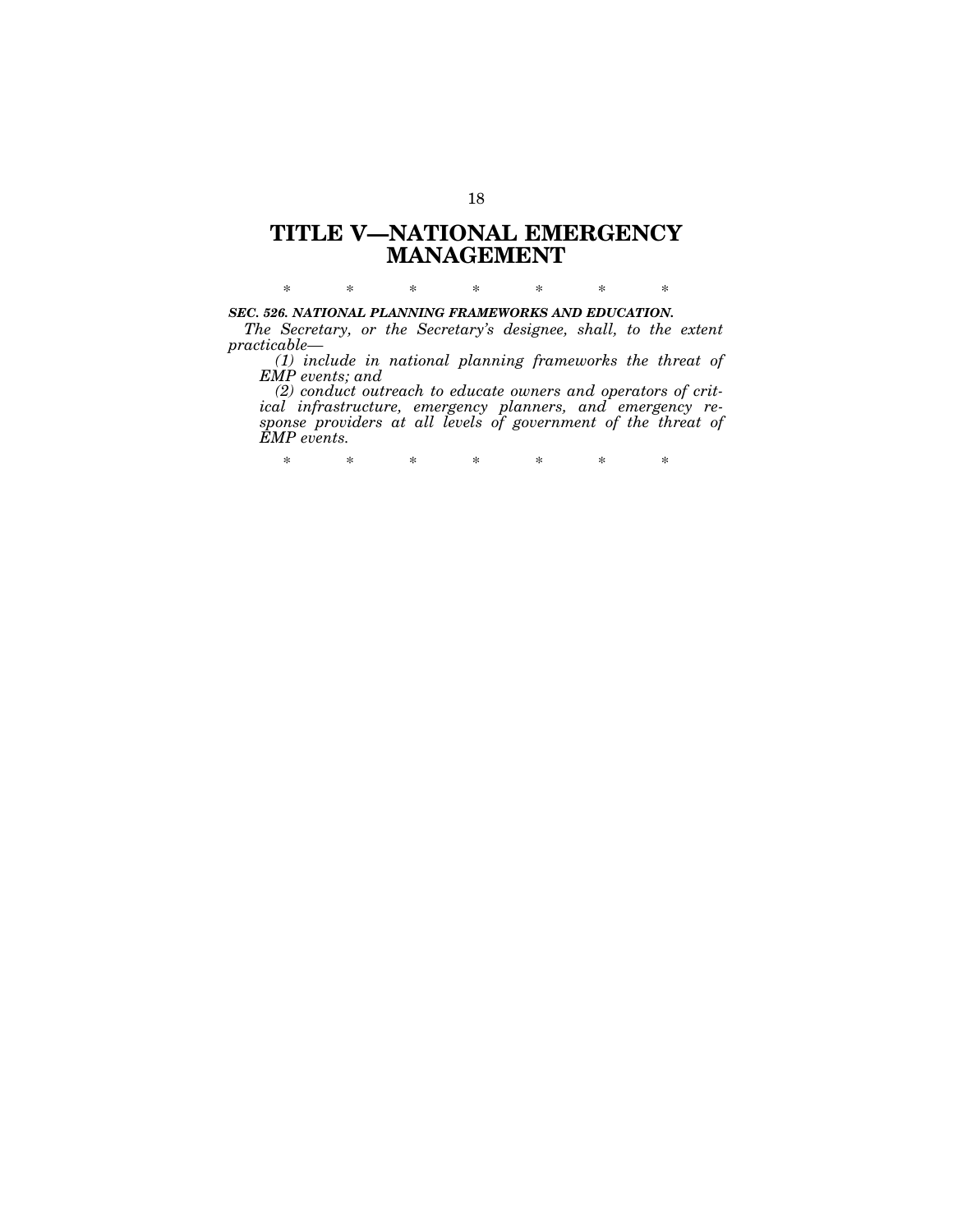# TITLE V—NATIONAL EMERGENCY MANAGEMENT

\* \* \* \* \* \* \*

***SEC. 526. NATIONAL PLANNING FRAMEWORKS AND EDUCATION.***

*The Secretary, or the Secretary's designee, shall, to the extent practicable—*

*(1) include in national planning frameworks the threat of EMP events; and*

*(2) conduct outreach to educate owners and operators of critical infrastructure, emergency planners, and emergency response providers at all levels of government of the threat of EMP events.*

\* \* \* \* \* \* \*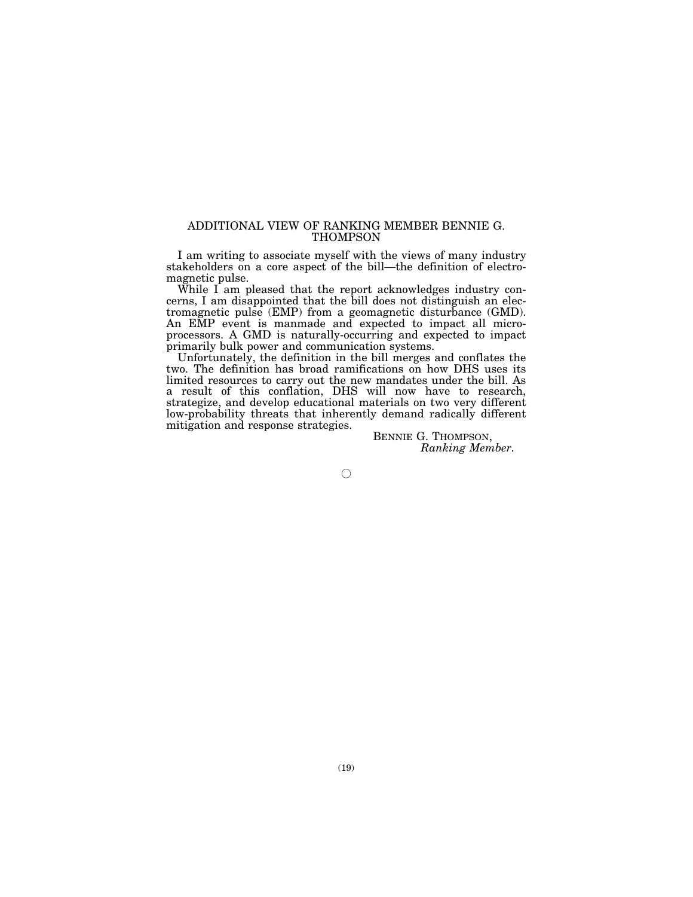## ADDITIONAL VIEW OF RANKING MEMBER BENNIE G. THOMPSON

I am writing to associate myself with the views of many industry stakeholders on a core aspect of the bill—the definition of electromagnetic pulse.

While I am pleased that the report acknowledges industry concerns, I am disappointed that the bill does not distinguish an electromagnetic pulse (EMP) from a geomagnetic disturbance (GMD). An EMP event is manmade and expected to impact all microprocessors. A GMD is naturally-occurring and expected to impact primarily bulk power and communication systems.

Unfortunately, the definition in the bill merges and conflates the two. The definition has broad ramifications on how DHS uses its limited resources to carry out the new mandates under the bill. As a result of this conflation, DHS will now have to research, strategize, and develop educational materials on two very different low-probability threats that inherently demand radically different mitigation and response strategies.

BENNIE G. THOMPSON,
*Ranking Member.*